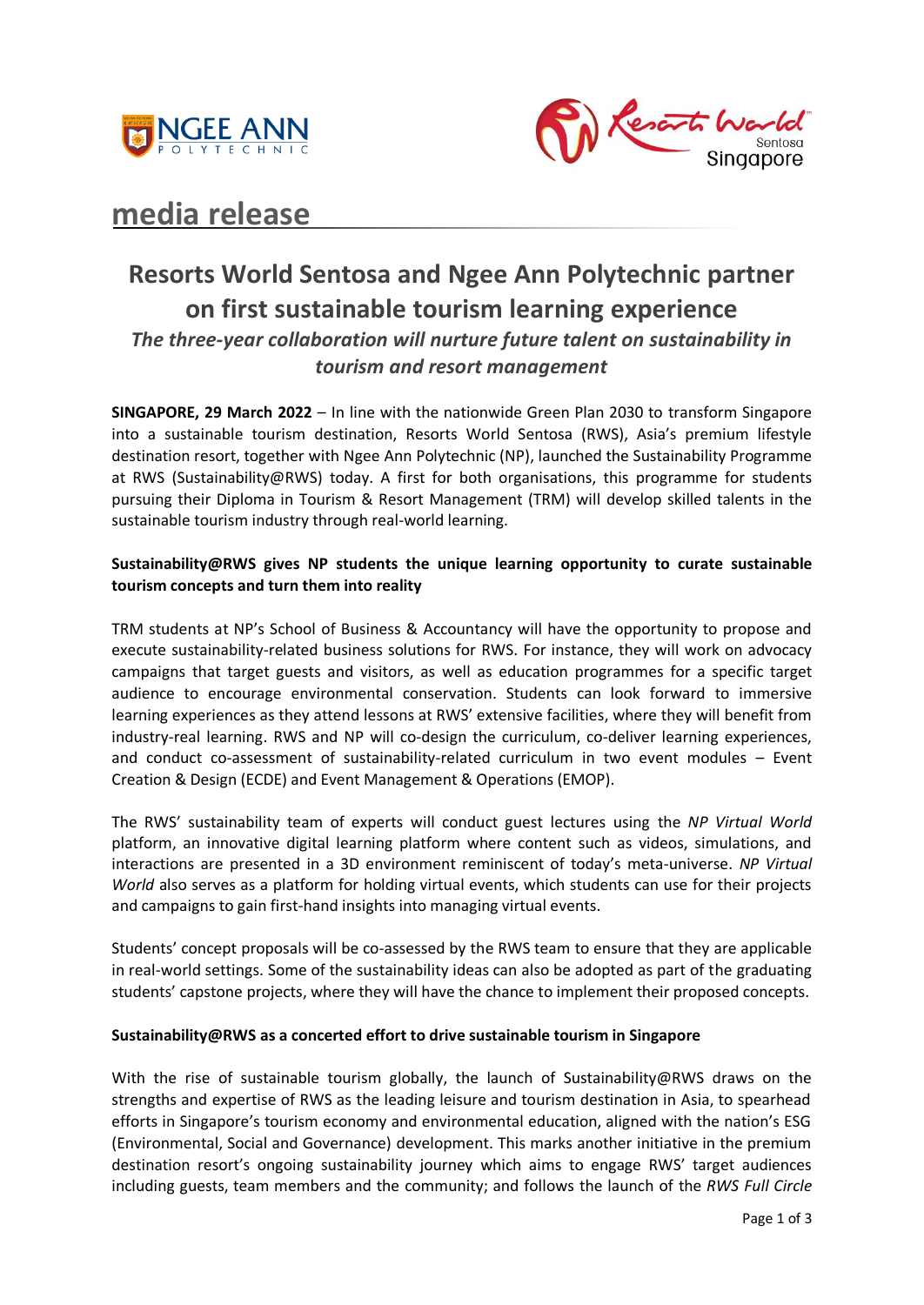media release

# Resorts World Sentosa and Ngee Ann Polytechnic partner on first sustainable tourism learning experience

***The three-year collaboration will nurture future talent on sustainability in tourism and resort management***

**SINGAPORE, 29 March 2022** – In line with the nationwide Green Plan 2030 to transform Singapore into a sustainable tourism destination, Resorts World Sentosa (RWS), Asia's premium lifestyle destination resort, together with Ngee Ann Polytechnic (NP), launched the Sustainability Programme at RWS (Sustainability@RWS) today. A first for both organisations, this programme for students pursuing their Diploma in Tourism & Resort Management (TRM) will develop skilled talents in the sustainable tourism industry through real-world learning.

**Sustainability@RWS gives NP students the unique learning opportunity to curate sustainable tourism concepts and turn them into reality**

TRM students at NP's School of Business & Accountancy will have the opportunity to propose and execute sustainability-related business solutions for RWS. For instance, they will work on advocacy campaigns that target guests and visitors, as well as education programmes for a specific target audience to encourage environmental conservation. Students can look forward to immersive learning experiences as they attend lessons at RWS' extensive facilities, where they will benefit from industry-real learning. RWS and NP will co-design the curriculum, co-deliver learning experiences, and conduct co-assessment of sustainability-related curriculum in two event modules – Event Creation & Design (ECDE) and Event Management & Operations (EMOP).

The RWS' sustainability team of experts will conduct guest lectures using the *NP Virtual World* platform, an innovative digital learning platform where content such as videos, simulations, and interactions are presented in a 3D environment reminiscent of today's meta-universe. *NP Virtual World* also serves as a platform for holding virtual events, which students can use for their projects and campaigns to gain first-hand insights into managing virtual events.

Students' concept proposals will be co-assessed by the RWS team to ensure that they are applicable in real-world settings. Some of the sustainability ideas can also be adopted as part of the graduating students' capstone projects, where they will have the chance to implement their proposed concepts.

**Sustainability@RWS as a concerted effort to drive sustainable tourism in Singapore**

With the rise of sustainable tourism globally, the launch of Sustainability@RWS draws on the strengths and expertise of RWS as the leading leisure and tourism destination in Asia, to spearhead efforts in Singapore's tourism economy and environmental education, aligned with the nation's ESG (Environmental, Social and Governance) development. This marks another initiative in the premium destination resort's ongoing sustainability journey which aims to engage RWS' target audiences including guests, team members and the community; and follows the launch of the *RWS Full Circle*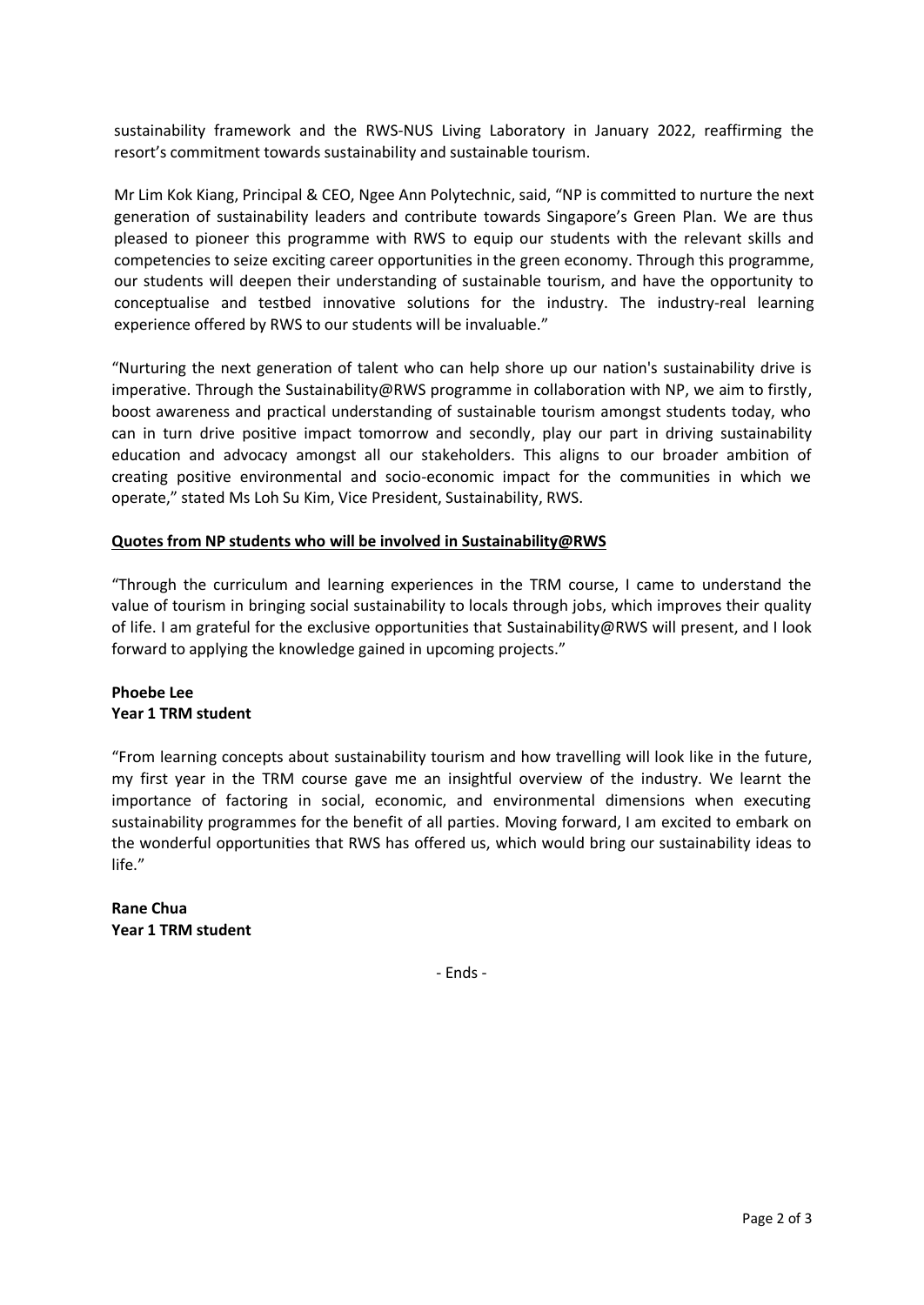sustainability framework and the RWS-NUS Living Laboratory in January 2022, reaffirming the resort's commitment towards sustainability and sustainable tourism.

Mr Lim Kok Kiang, Principal & CEO, Ngee Ann Polytechnic, said, "NP is committed to nurture the next generation of sustainability leaders and contribute towards Singapore's Green Plan. We are thus pleased to pioneer this programme with RWS to equip our students with the relevant skills and competencies to seize exciting career opportunities in the green economy. Through this programme, our students will deepen their understanding of sustainable tourism, and have the opportunity to conceptualise and testbed innovative solutions for the industry. The industry-real learning experience offered by RWS to our students will be invaluable."

"Nurturing the next generation of talent who can help shore up our nation's sustainability drive is imperative. Through the Sustainability@RWS programme in collaboration with NP, we aim to firstly, boost awareness and practical understanding of sustainable tourism amongst students today, who can in turn drive positive impact tomorrow and secondly, play our part in driving sustainability education and advocacy amongst all our stakeholders. This aligns to our broader ambition of creating positive environmental and socio-economic impact for the communities in which we operate," stated Ms Loh Su Kim, Vice President, Sustainability, RWS.

**Quotes from NP students who will be involved in Sustainability@RWS**

"Through the curriculum and learning experiences in the TRM course, I came to understand the value of tourism in bringing social sustainability to locals through jobs, which improves their quality of life. I am grateful for the exclusive opportunities that Sustainability@RWS will present, and I look forward to applying the knowledge gained in upcoming projects."

**Phoebe Lee**
**Year 1 TRM student**

"From learning concepts about sustainability tourism and how travelling will look like in the future, my first year in the TRM course gave me an insightful overview of the industry. We learnt the importance of factoring in social, economic, and environmental dimensions when executing sustainability programmes for the benefit of all parties. Moving forward, I am excited to embark on the wonderful opportunities that RWS has offered us, which would bring our sustainability ideas to life."

**Rane Chua**
**Year 1 TRM student**

- Ends -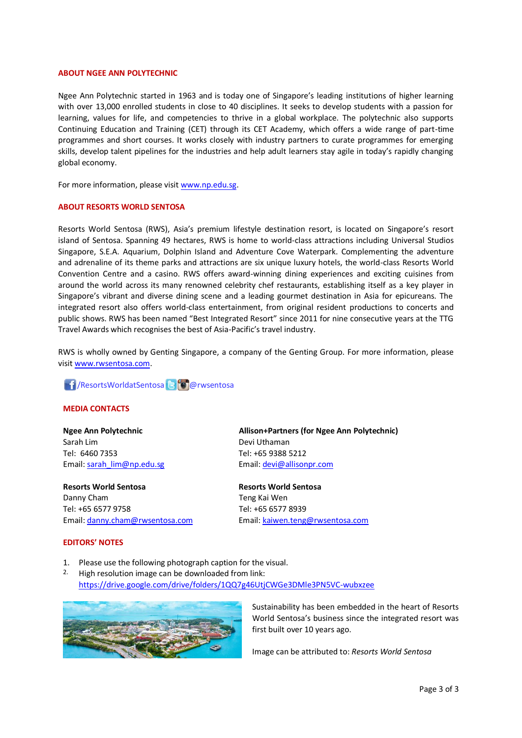## ABOUT NGEE ANN POLYTECHNIC

Ngee Ann Polytechnic started in 1963 and is today one of Singapore's leading institutions of higher learning with over 13,000 enrolled students in close to 40 disciplines. It seeks to develop students with a passion for learning, values for life, and competencies to thrive in a global workplace. The polytechnic also supports Continuing Education and Training (CET) through its CET Academy, which offers a wide range of part-time programmes and short courses. It works closely with industry partners to curate programmes for emerging skills, develop talent pipelines for the industries and help adult learners stay agile in today's rapidly changing global economy.

For more information, please visit www.np.edu.sg.

## ABOUT RESORTS WORLD SENTOSA

Resorts World Sentosa (RWS), Asia's premium lifestyle destination resort, is located on Singapore's resort island of Sentosa. Spanning 49 hectares, RWS is home to world-class attractions including Universal Studios Singapore, S.E.A. Aquarium, Dolphin Island and Adventure Cove Waterpark. Complementing the adventure and adrenaline of its theme parks and attractions are six unique luxury hotels, the world-class Resorts World Convention Centre and a casino. RWS offers award-winning dining experiences and exciting cuisines from around the world across its many renowned celebrity chef restaurants, establishing itself as a key player in Singapore's vibrant and diverse dining scene and a leading gourmet destination in Asia for epicureans. The integrated resort also offers world-class entertainment, from original resident productions to concerts and public shows. RWS has been named "Best Integrated Resort" since 2011 for nine consecutive years at the TTG Travel Awards which recognises the best of Asia-Pacific's travel industry.

RWS is wholly owned by Genting Singapore, a company of the Genting Group. For more information, please visit www.rwsentosa.com.

/ResortsWorldatSentosa @rwsentosa

## MEDIA CONTACTS

**Ngee Ann Polytechnic**
Sarah Lim
Tel: 6460 7353
Email: sarah_lim@np.edu.sg

**Allison+Partners (for Ngee Ann Polytechnic)**
Devi Uthaman
Tel: +65 9388 5212
Email: devi@allisonpr.com

**Resorts World Sentosa**
Danny Cham
Tel: +65 6577 9758
Email: danny.cham@rwsentosa.com

**Resorts World Sentosa**
Teng Kai Wen
Tel: +65 6577 8939
Email: kaiwen.teng@rwsentosa.com

## EDITORS' NOTES

1. Please use the following photograph caption for the visual.
2. High resolution image can be downloaded from link: https://drive.google.com/drive/folders/1QQ7g46UtjCWGe3DMle3PN5VC-wubxzee

Sustainability has been embedded in the heart of Resorts World Sentosa's business since the integrated resort was first built over 10 years ago.

Image can be attributed to: *Resorts World Sentosa*